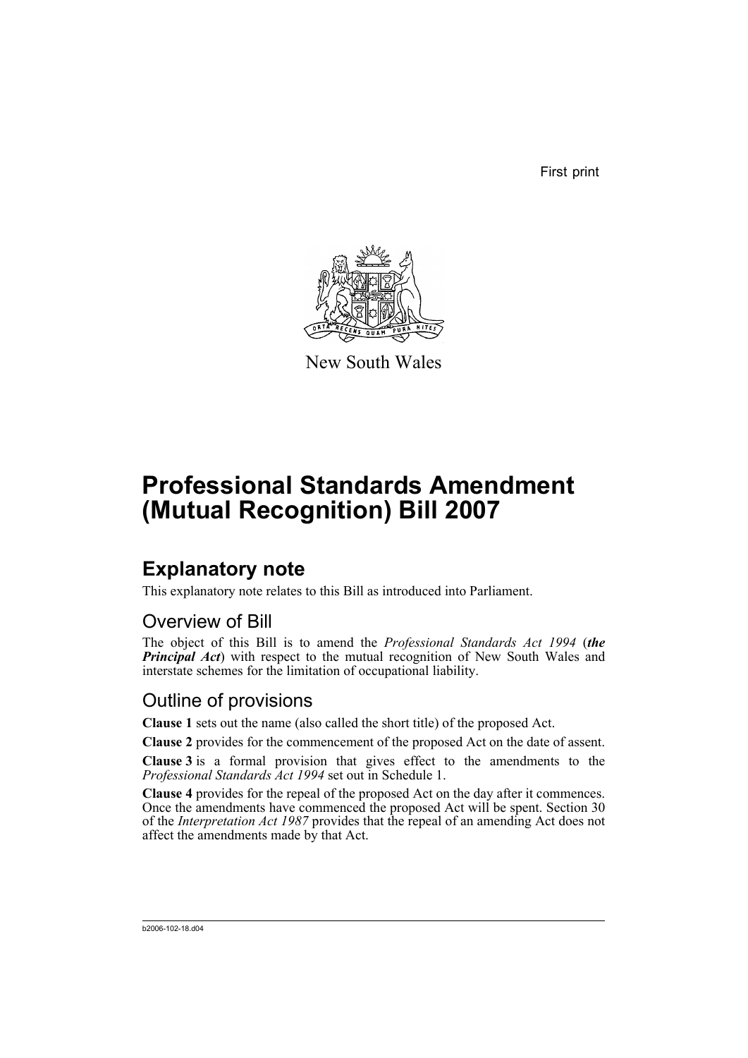First print

New South Wales

# Professional Standards Amendment (Mutual Recognition) Bill 2007

## Explanatory note

This explanatory note relates to this Bill as introduced into Parliament.

### Overview of Bill

The object of this Bill is to amend the *Professional Standards Act 1994* (***the Principal Act***) with respect to the mutual recognition of New South Wales and interstate schemes for the limitation of occupational liability.

### Outline of provisions

**Clause 1** sets out the name (also called the short title) of the proposed Act.

**Clause 2** provides for the commencement of the proposed Act on the date of assent.

**Clause 3** is a formal provision that gives effect to the amendments to the *Professional Standards Act 1994* set out in Schedule 1.

**Clause 4** provides for the repeal of the proposed Act on the day after it commences. Once the amendments have commenced the proposed Act will be spent. Section 30 of the *Interpretation Act 1987* provides that the repeal of an amending Act does not affect the amendments made by that Act.

b2006-102-18.d04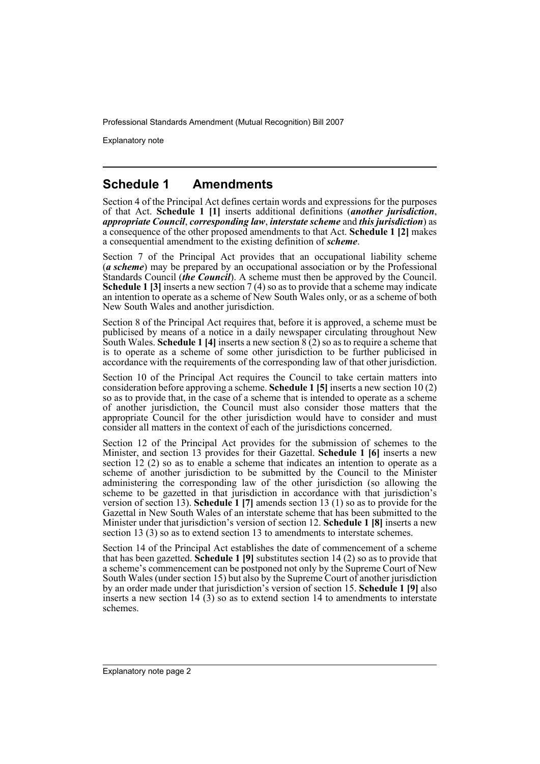## Schedule 1 Amendments

Section 4 of the Principal Act defines certain words and expressions for the purposes of that Act. **Schedule 1 [1]** inserts additional definitions (***another jurisdiction***, ***appropriate Council***, ***corresponding law***, ***interstate scheme*** and ***this jurisdiction***) as a consequence of the other proposed amendments to that Act. **Schedule 1 [2]** makes a consequential amendment to the existing definition of ***scheme***.

Section 7 of the Principal Act provides that an occupational liability scheme (***a scheme***) may be prepared by an occupational association or by the Professional Standards Council (***the Council***). A scheme must then be approved by the Council. **Schedule 1 [3]** inserts a new section 7 (4) so as to provide that a scheme may indicate an intention to operate as a scheme of New South Wales only, or as a scheme of both New South Wales and another jurisdiction.

Section 8 of the Principal Act requires that, before it is approved, a scheme must be publicised by means of a notice in a daily newspaper circulating throughout New South Wales. **Schedule 1 [4]** inserts a new section 8 (2) so as to require a scheme that is to operate as a scheme of some other jurisdiction to be further publicised in accordance with the requirements of the corresponding law of that other jurisdiction.

Section 10 of the Principal Act requires the Council to take certain matters into consideration before approving a scheme. **Schedule 1 [5]** inserts a new section 10 (2) so as to provide that, in the case of a scheme that is intended to operate as a scheme of another jurisdiction, the Council must also consider those matters that the appropriate Council for the other jurisdiction would have to consider and must consider all matters in the context of each of the jurisdictions concerned.

Section 12 of the Principal Act provides for the submission of schemes to the Minister, and section 13 provides for their Gazettal. **Schedule 1 [6]** inserts a new section 12 (2) so as to enable a scheme that indicates an intention to operate as a scheme of another jurisdiction to be submitted by the Council to the Minister administering the corresponding law of the other jurisdiction (so allowing the scheme to be gazetted in that jurisdiction in accordance with that jurisdiction's version of section 13). **Schedule 1 [7]** amends section 13 (1) so as to provide for the Gazettal in New South Wales of an interstate scheme that has been submitted to the Minister under that jurisdiction's version of section 12. **Schedule 1 [8]** inserts a new section 13 (3) so as to extend section 13 to amendments to interstate schemes.

Section 14 of the Principal Act establishes the date of commencement of a scheme that has been gazetted. **Schedule 1 [9]** substitutes section 14 (2) so as to provide that a scheme's commencement can be postponed not only by the Supreme Court of New South Wales (under section 15) but also by the Supreme Court of another jurisdiction by an order made under that jurisdiction's version of section 15. **Schedule 1 [9]** also inserts a new section 14 (3) so as to extend section 14 to amendments to interstate schemes.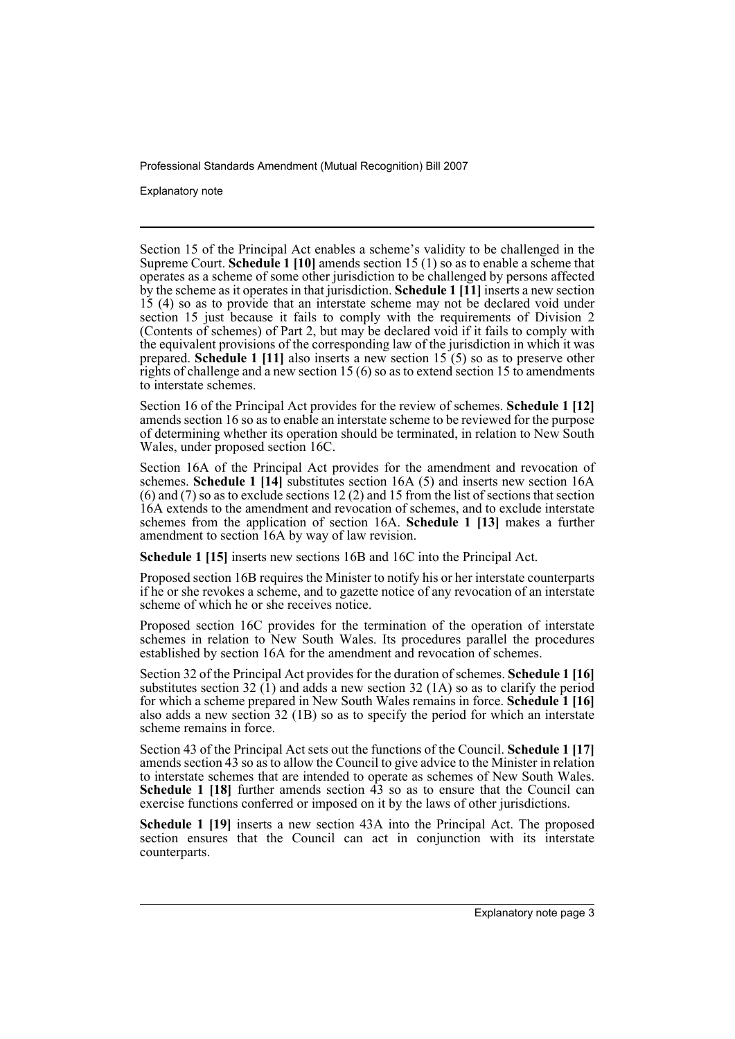Section 15 of the Principal Act enables a scheme's validity to be challenged in the Supreme Court. **Schedule 1 [10]** amends section 15 (1) so as to enable a scheme that operates as a scheme of some other jurisdiction to be challenged by persons affected by the scheme as it operates in that jurisdiction. **Schedule 1 [11]** inserts a new section 15 (4) so as to provide that an interstate scheme may not be declared void under section 15 just because it fails to comply with the requirements of Division 2 (Contents of schemes) of Part 2, but may be declared void if it fails to comply with the equivalent provisions of the corresponding law of the jurisdiction in which it was prepared. **Schedule 1 [11]** also inserts a new section 15 (5) so as to preserve other rights of challenge and a new section 15 (6) so as to extend section 15 to amendments to interstate schemes.

Section 16 of the Principal Act provides for the review of schemes. **Schedule 1 [12]** amends section 16 so as to enable an interstate scheme to be reviewed for the purpose of determining whether its operation should be terminated, in relation to New South Wales, under proposed section 16C.

Section 16A of the Principal Act provides for the amendment and revocation of schemes. **Schedule 1 [14]** substitutes section 16A (5) and inserts new section 16A (6) and (7) so as to exclude sections 12 (2) and 15 from the list of sections that section 16A extends to the amendment and revocation of schemes, and to exclude interstate schemes from the application of section 16A. **Schedule 1 [13]** makes a further amendment to section 16A by way of law revision.

**Schedule 1 [15]** inserts new sections 16B and 16C into the Principal Act.

Proposed section 16B requires the Minister to notify his or her interstate counterparts if he or she revokes a scheme, and to gazette notice of any revocation of an interstate scheme of which he or she receives notice.

Proposed section 16C provides for the termination of the operation of interstate schemes in relation to New South Wales. Its procedures parallel the procedures established by section 16A for the amendment and revocation of schemes.

Section 32 of the Principal Act provides for the duration of schemes. **Schedule 1 [16]** substitutes section 32 (1) and adds a new section 32 (1A) so as to clarify the period for which a scheme prepared in New South Wales remains in force. **Schedule 1 [16]** also adds a new section 32 (1B) so as to specify the period for which an interstate scheme remains in force.

Section 43 of the Principal Act sets out the functions of the Council. **Schedule 1 [17]** amends section 43 so as to allow the Council to give advice to the Minister in relation to interstate schemes that are intended to operate as schemes of New South Wales. **Schedule 1 [18]** further amends section 43 so as to ensure that the Council can exercise functions conferred or imposed on it by the laws of other jurisdictions.

**Schedule 1 [19]** inserts a new section 43A into the Principal Act. The proposed section ensures that the Council can act in conjunction with its interstate counterparts.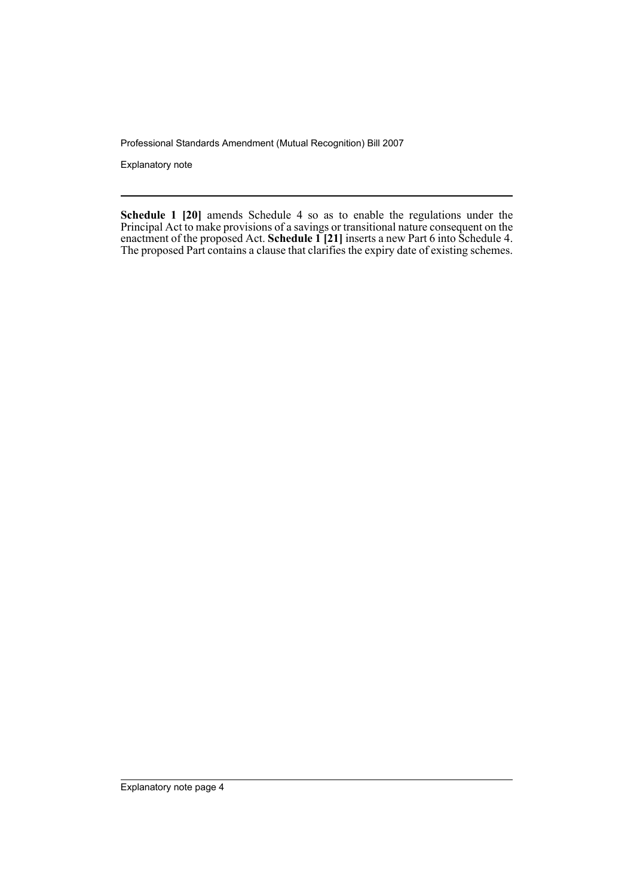**Schedule 1 [20]** amends Schedule 4 so as to enable the regulations under the Principal Act to make provisions of a savings or transitional nature consequent on the enactment of the proposed Act. **Schedule 1 [21]** inserts a new Part 6 into Schedule 4. The proposed Part contains a clause that clarifies the expiry date of existing schemes.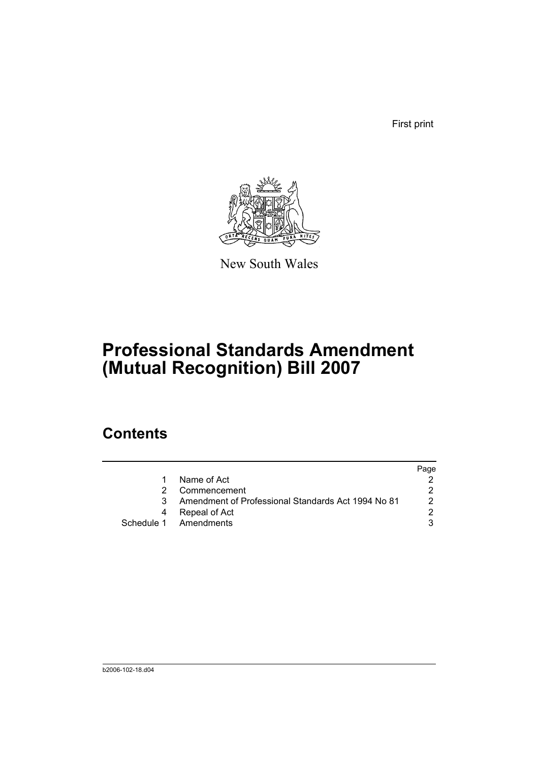First print

New South Wales

# Professional Standards Amendment (Mutual Recognition) Bill 2007

## Contents

| | | Page |
|---|---|---|
| 1 | Name of Act | 2 |
| 2 | Commencement | 2 |
| 3 | Amendment of Professional Standards Act 1994 No 81 | 2 |
| 4 | Repeal of Act | 2 |
| Schedule 1 | Amendments | 3 |

b2006-102-18.d04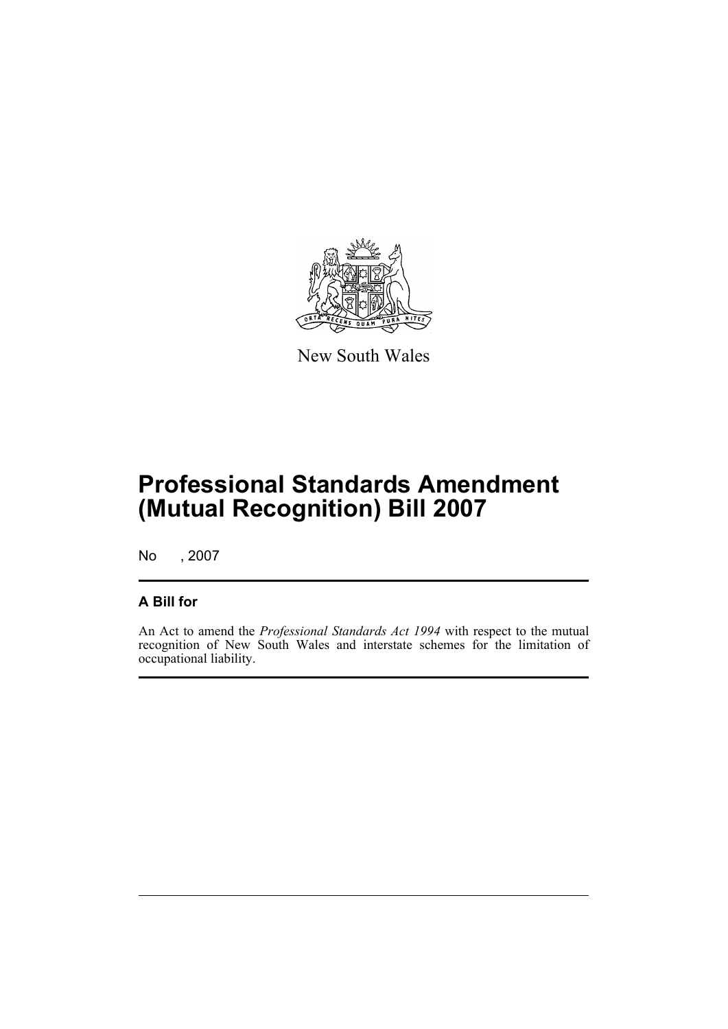New South Wales

# Professional Standards Amendment (Mutual Recognition) Bill 2007

No , 2007

## A Bill for

An Act to amend the *Professional Standards Act 1994* with respect to the mutual recognition of New South Wales and interstate schemes for the limitation of occupational liability.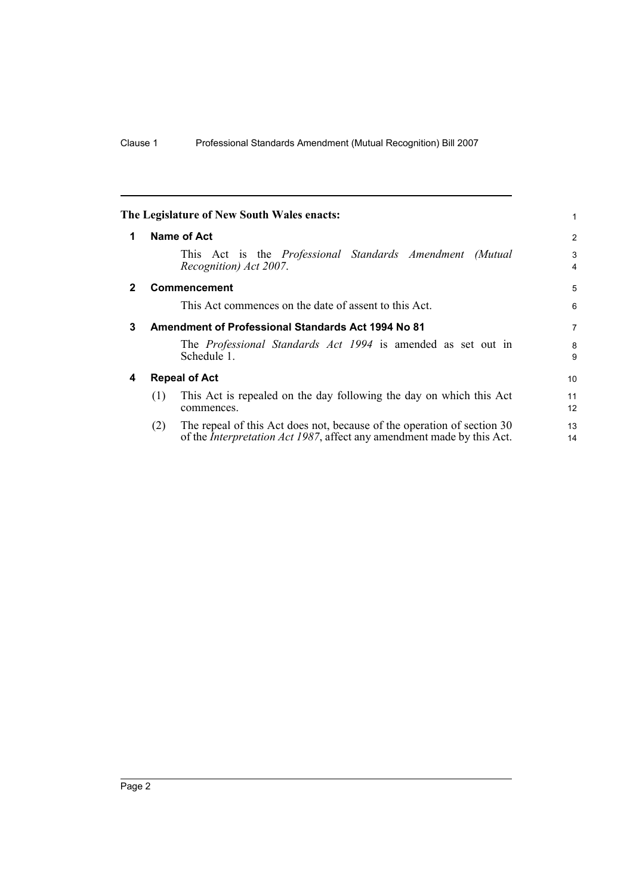**The Legislature of New South Wales enacts:**

## 1 Name of Act

This Act is the *Professional Standards Amendment (Mutual Recognition) Act 2007*.

## 2 Commencement

This Act commences on the date of assent to this Act.

## 3 Amendment of Professional Standards Act 1994 No 81

The *Professional Standards Act 1994* is amended as set out in Schedule 1.

## 4 Repeal of Act

(1) This Act is repealed on the day following the day on which this Act commences.

(2) The repeal of this Act does not, because of the operation of section 30 of the *Interpretation Act 1987*, affect any amendment made by this Act.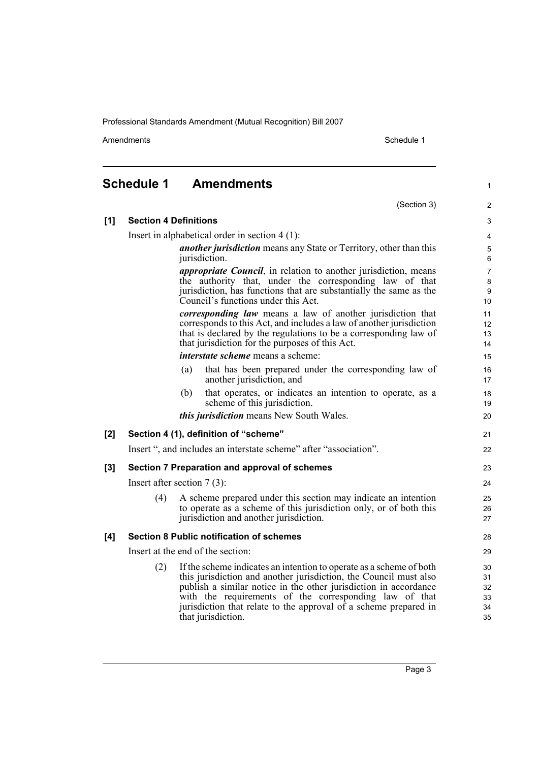# Schedule 1 Amendments

(Section 3)

**[1] Section 4 Definitions**

Insert in alphabetical order in section 4 (1):

> ***another jurisdiction*** means any State or Territory, other than this jurisdiction.
>
> ***appropriate Council***, in relation to another jurisdiction, means the authority that, under the corresponding law of that jurisdiction, has functions that are substantially the same as the Council's functions under this Act.
>
> ***corresponding law*** means a law of another jurisdiction that corresponds to this Act, and includes a law of another jurisdiction that is declared by the regulations to be a corresponding law of that jurisdiction for the purposes of this Act.
>
> ***interstate scheme*** means a scheme:
>
> (a) that has been prepared under the corresponding law of another jurisdiction, and
>
> (b) that operates, or indicates an intention to operate, as a scheme of this jurisdiction.
>
> ***this jurisdiction*** means New South Wales.

**[2] Section 4 (1), definition of "scheme"**

Insert ", and includes an interstate scheme" after "association".

**[3] Section 7 Preparation and approval of schemes**

Insert after section 7 (3):

> (4) A scheme prepared under this section may indicate an intention to operate as a scheme of this jurisdiction only, or of both this jurisdiction and another jurisdiction.

**[4] Section 8 Public notification of schemes**

Insert at the end of the section:

> (2) If the scheme indicates an intention to operate as a scheme of both this jurisdiction and another jurisdiction, the Council must also publish a similar notice in the other jurisdiction in accordance with the requirements of the corresponding law of that jurisdiction that relate to the approval of a scheme prepared in that jurisdiction.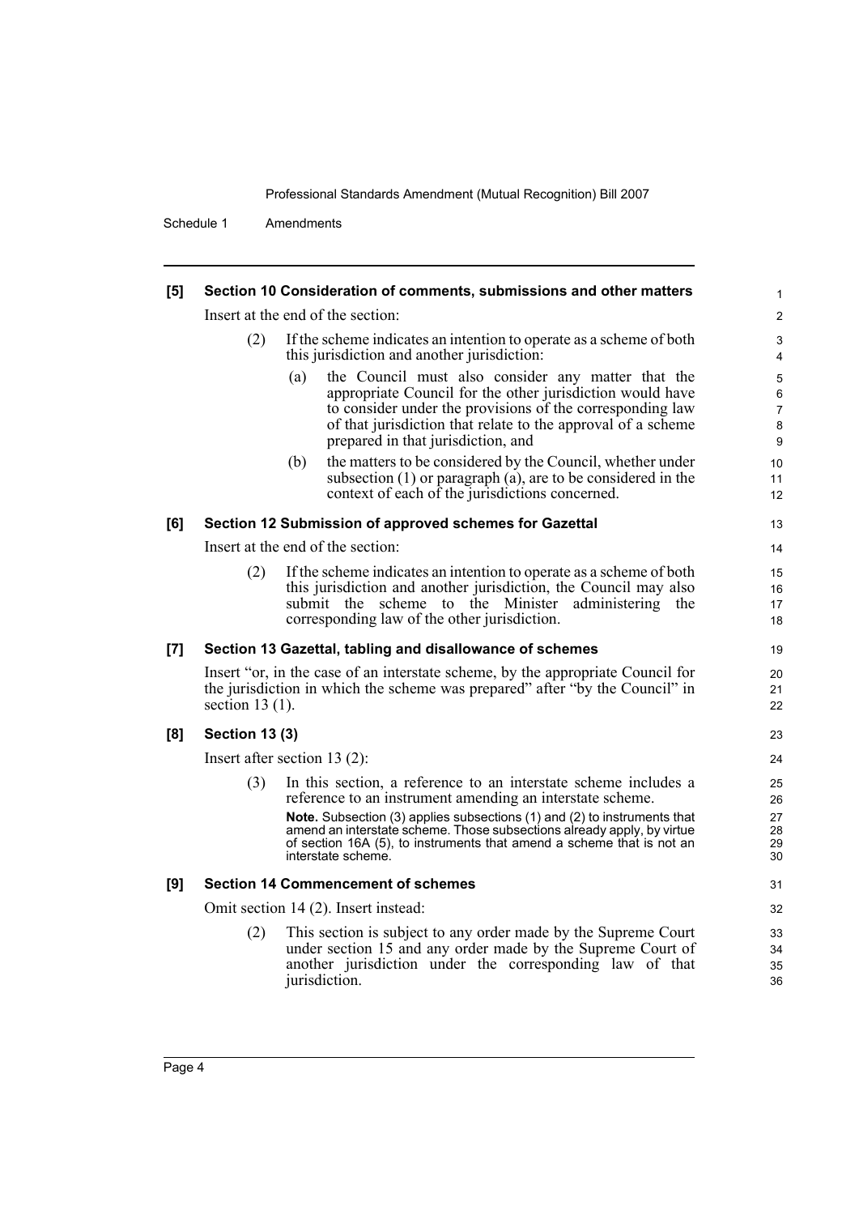**[5] Section 10 Consideration of comments, submissions and other matters**

Insert at the end of the section:

(2) If the scheme indicates an intention to operate as a scheme of both this jurisdiction and another jurisdiction:

(a) the Council must also consider any matter that the appropriate Council for the other jurisdiction would have to consider under the provisions of the corresponding law of that jurisdiction that relate to the approval of a scheme prepared in that jurisdiction, and

(b) the matters to be considered by the Council, whether under subsection (1) or paragraph (a), are to be considered in the context of each of the jurisdictions concerned.

**[6] Section 12 Submission of approved schemes for Gazettal**

Insert at the end of the section:

(2) If the scheme indicates an intention to operate as a scheme of both this jurisdiction and another jurisdiction, the Council may also submit the scheme to the Minister administering the corresponding law of the other jurisdiction.

**[7] Section 13 Gazettal, tabling and disallowance of schemes**

Insert "or, in the case of an interstate scheme, by the appropriate Council for the jurisdiction in which the scheme was prepared" after "by the Council" in section 13 (1).

**[8] Section 13 (3)**

Insert after section 13 (2):

(3) In this section, a reference to an interstate scheme includes a reference to an instrument amending an interstate scheme.

**Note.** Subsection (3) applies subsections (1) and (2) to instruments that amend an interstate scheme. Those subsections already apply, by virtue of section 16A (5), to instruments that amend a scheme that is not an interstate scheme.

**[9] Section 14 Commencement of schemes**

Omit section 14 (2). Insert instead:

(2) This section is subject to any order made by the Supreme Court under section 15 and any order made by the Supreme Court of another jurisdiction under the corresponding law of that jurisdiction.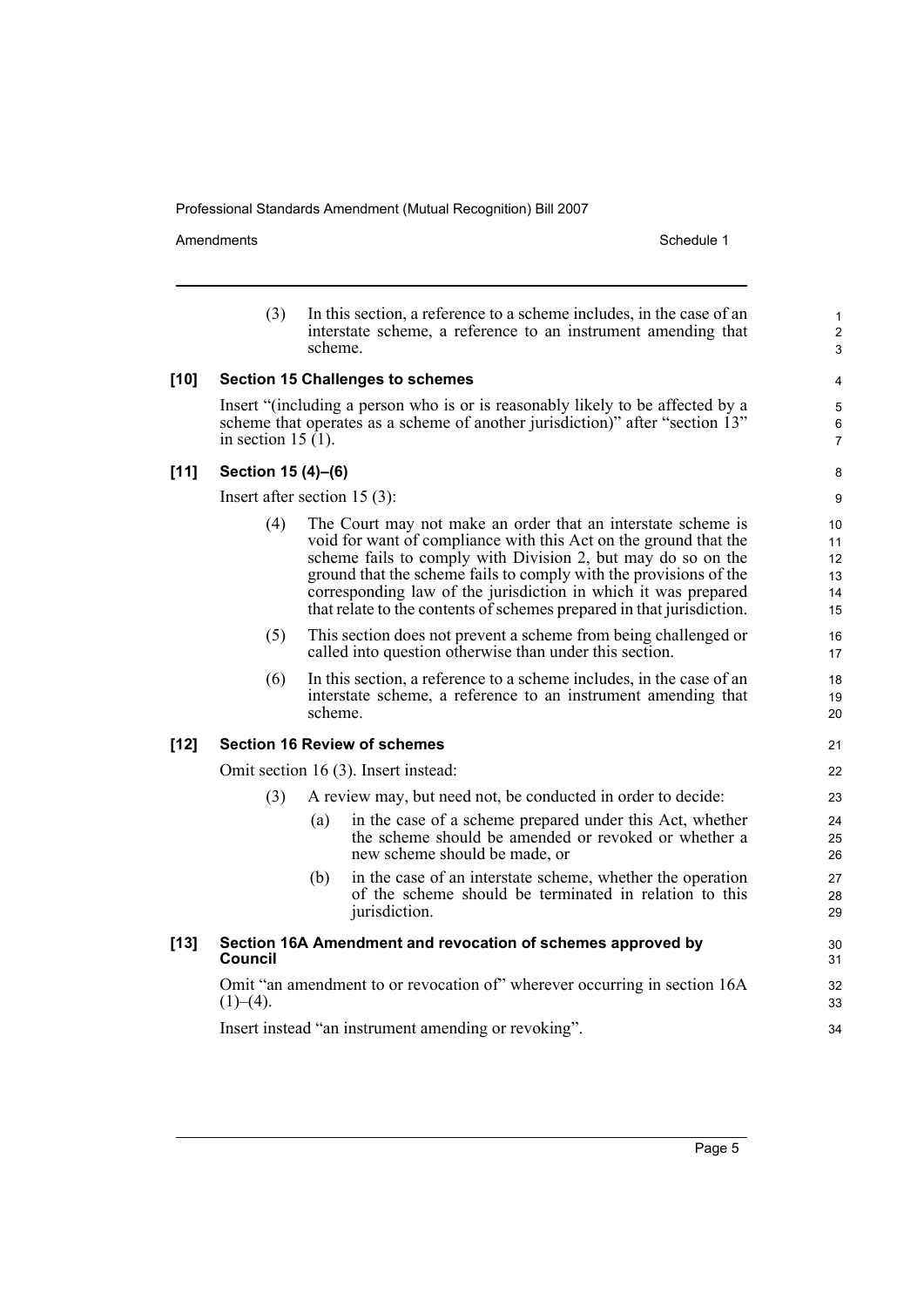(3) In this section, a reference to a scheme includes, in the case of an interstate scheme, a reference to an instrument amending that scheme.

**[10] Section 15 Challenges to schemes**

Insert "(including a person who is or is reasonably likely to be affected by a scheme that operates as a scheme of another jurisdiction)" after "section 13" in section 15 (1).

**[11] Section 15 (4)–(6)**

Insert after section 15 (3):

(4) The Court may not make an order that an interstate scheme is void for want of compliance with this Act on the ground that the scheme fails to comply with Division 2, but may do so on the ground that the scheme fails to comply with the provisions of the corresponding law of the jurisdiction in which it was prepared that relate to the contents of schemes prepared in that jurisdiction.

(5) This section does not prevent a scheme from being challenged or called into question otherwise than under this section.

(6) In this section, a reference to a scheme includes, in the case of an interstate scheme, a reference to an instrument amending that scheme.

**[12] Section 16 Review of schemes**

Omit section 16 (3). Insert instead:

(3) A review may, but need not, be conducted in order to decide:

(a) in the case of a scheme prepared under this Act, whether the scheme should be amended or revoked or whether a new scheme should be made, or

(b) in the case of an interstate scheme, whether the operation of the scheme should be terminated in relation to this jurisdiction.

**[13] Section 16A Amendment and revocation of schemes approved by Council**

Omit "an amendment to or revocation of" wherever occurring in section 16A (1)–(4).

Insert instead "an instrument amending or revoking".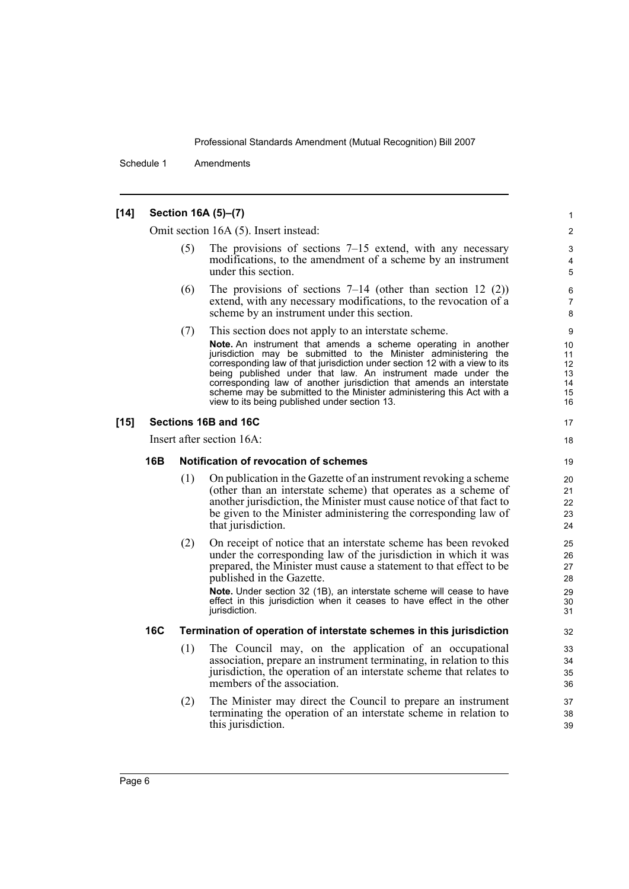**[14] Section 16A (5)–(7)**

Omit section 16A (5). Insert instead:

(5) The provisions of sections 7–15 extend, with any necessary modifications, to the amendment of a scheme by an instrument under this section.

(6) The provisions of sections 7–14 (other than section 12 (2)) extend, with any necessary modifications, to the revocation of a scheme by an instrument under this section.

(7) This section does not apply to an interstate scheme.

**Note.** An instrument that amends a scheme operating in another jurisdiction may be submitted to the Minister administering the corresponding law of that jurisdiction under section 12 with a view to its being published under that law. An instrument made under the corresponding law of another jurisdiction that amends an interstate scheme may be submitted to the Minister administering this Act with a view to its being published under section 13.

**[15] Sections 16B and 16C**

Insert after section 16A:

**16B Notification of revocation of schemes**

(1) On publication in the Gazette of an instrument revoking a scheme (other than an interstate scheme) that operates as a scheme of another jurisdiction, the Minister must cause notice of that fact to be given to the Minister administering the corresponding law of that jurisdiction.

(2) On receipt of notice that an interstate scheme has been revoked under the corresponding law of the jurisdiction in which it was prepared, the Minister must cause a statement to that effect to be published in the Gazette.

**Note.** Under section 32 (1B), an interstate scheme will cease to have effect in this jurisdiction when it ceases to have effect in the other jurisdiction.

**16C Termination of operation of interstate schemes in this jurisdiction**

(1) The Council may, on the application of an occupational association, prepare an instrument terminating, in relation to this jurisdiction, the operation of an interstate scheme that relates to members of the association.

(2) The Minister may direct the Council to prepare an instrument terminating the operation of an interstate scheme in relation to this jurisdiction.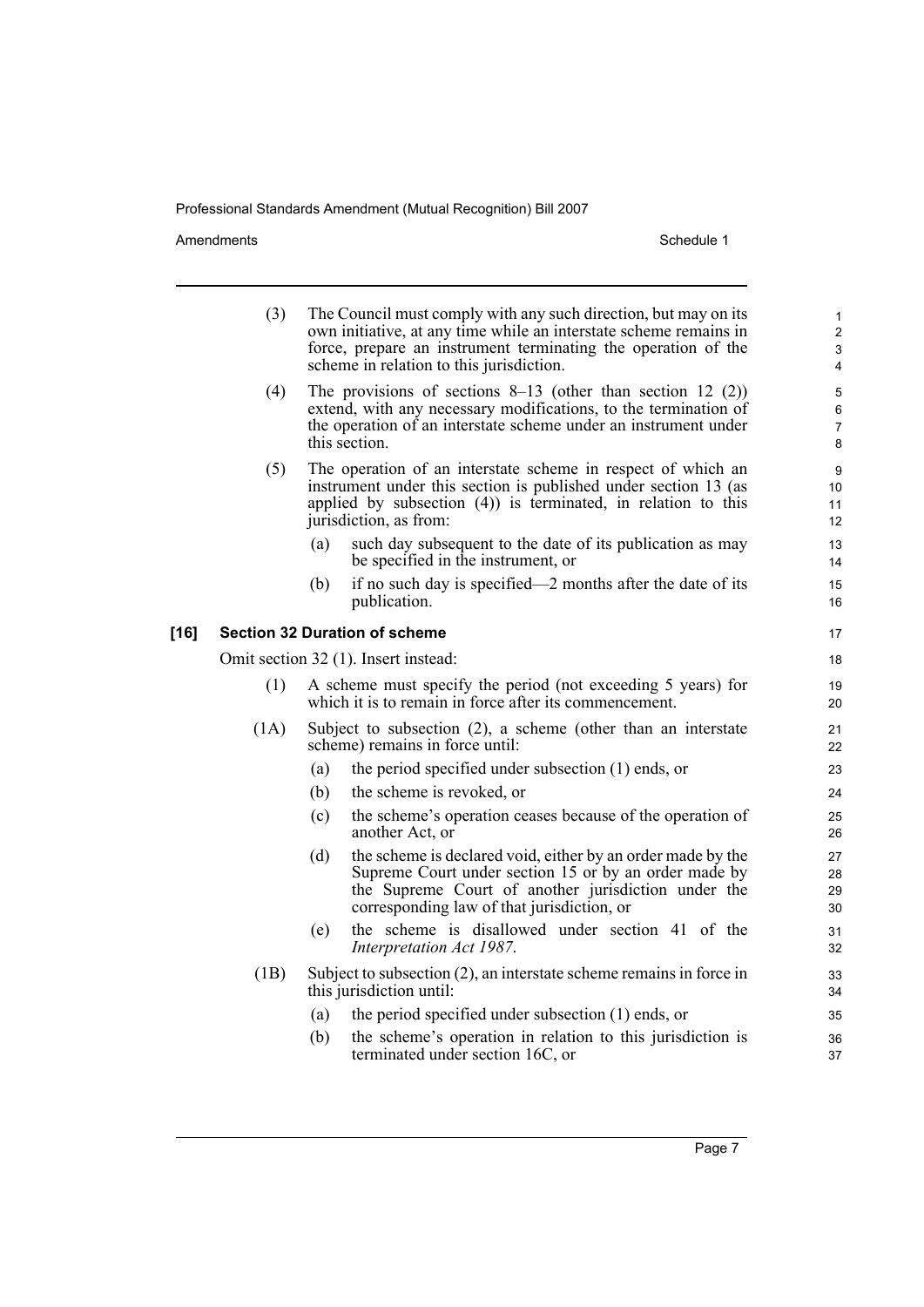(3) The Council must comply with any such direction, but may on its own initiative, at any time while an interstate scheme remains in force, prepare an instrument terminating the operation of the scheme in relation to this jurisdiction.

(4) The provisions of sections 8–13 (other than section 12 (2)) extend, with any necessary modifications, to the termination of the operation of an interstate scheme under an instrument under this section.

(5) The operation of an interstate scheme in respect of which an instrument under this section is published under section 13 (as applied by subsection (4)) is terminated, in relation to this jurisdiction, as from:

(a) such day subsequent to the date of its publication as may be specified in the instrument, or

(b) if no such day is specified—2 months after the date of its publication.

**[16] Section 32 Duration of scheme**

Omit section 32 (1). Insert instead:

(1) A scheme must specify the period (not exceeding 5 years) for which it is to remain in force after its commencement.

(1A) Subject to subsection (2), a scheme (other than an interstate scheme) remains in force until:

(a) the period specified under subsection (1) ends, or

(b) the scheme is revoked, or

(c) the scheme's operation ceases because of the operation of another Act, or

(d) the scheme is declared void, either by an order made by the Supreme Court under section 15 or by an order made by the Supreme Court of another jurisdiction under the corresponding law of that jurisdiction, or

(e) the scheme is disallowed under section 41 of the *Interpretation Act 1987*.

(1B) Subject to subsection (2), an interstate scheme remains in force in this jurisdiction until:

(a) the period specified under subsection (1) ends, or

(b) the scheme's operation in relation to this jurisdiction is terminated under section 16C, or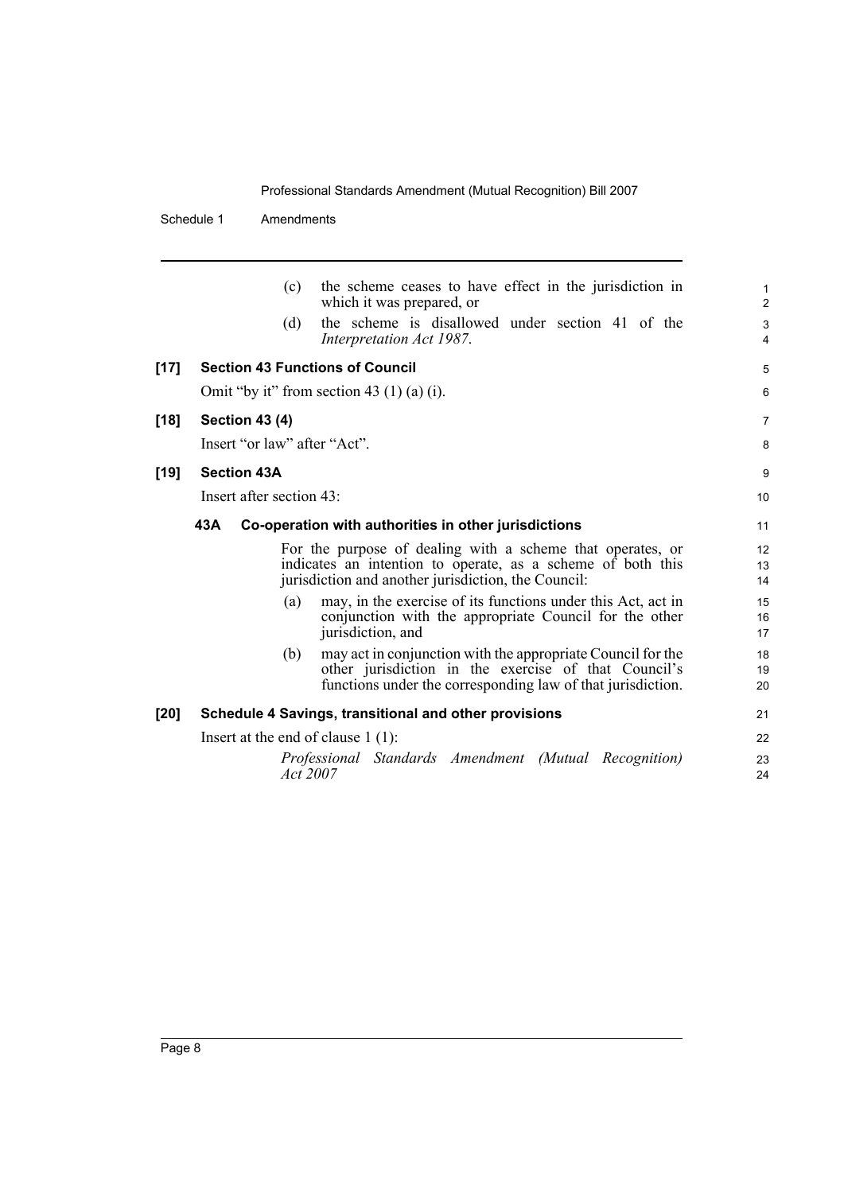(c) the scheme ceases to have effect in the jurisdiction in which it was prepared, or

(d) the scheme is disallowed under section 41 of the *Interpretation Act 1987*.

**[17] Section 43 Functions of Council**

Omit "by it" from section 43 (1) (a) (i).

**[18] Section 43 (4)**

Insert "or law" after "Act".

**[19] Section 43A**

Insert after section 43:

**43A Co-operation with authorities in other jurisdictions**

For the purpose of dealing with a scheme that operates, or indicates an intention to operate, as a scheme of both this jurisdiction and another jurisdiction, the Council:

(a) may, in the exercise of its functions under this Act, act in conjunction with the appropriate Council for the other jurisdiction, and

(b) may act in conjunction with the appropriate Council for the other jurisdiction in the exercise of that Council's functions under the corresponding law of that jurisdiction.

**[20] Schedule 4 Savings, transitional and other provisions**

Insert at the end of clause 1 (1):

*Professional Standards Amendment (Mutual Recognition) Act 2007*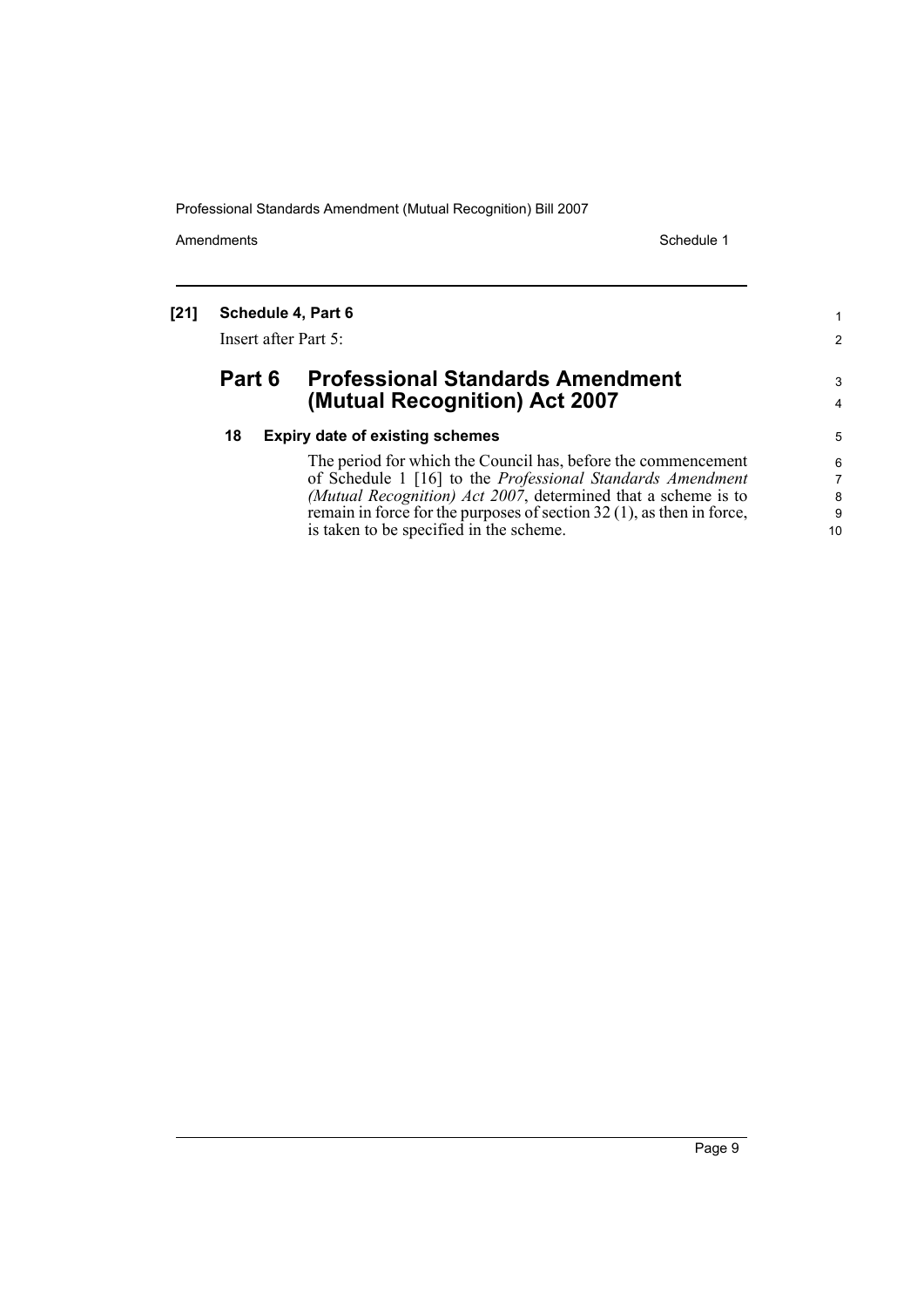**[21] Schedule 4, Part 6**

Insert after Part 5:

## Part 6 Professional Standards Amendment (Mutual Recognition) Act 2007

### 18 Expiry date of existing schemes

The period for which the Council has, before the commencement of Schedule 1 [16] to the *Professional Standards Amendment (Mutual Recognition) Act 2007*, determined that a scheme is to remain in force for the purposes of section 32 (1), as then in force, is taken to be specified in the scheme.